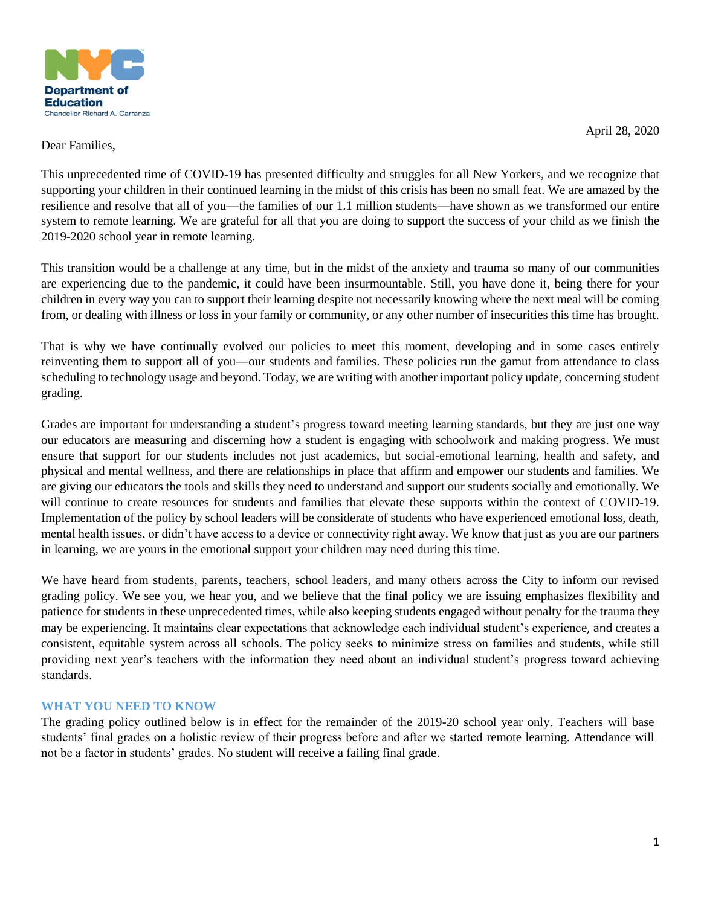Department of Education
Chancellor Richard A. Carranza

April 28, 2020

Dear Families,

This unprecedented time of COVID-19 has presented difficulty and struggles for all New Yorkers, and we recognize that supporting your children in their continued learning in the midst of this crisis has been no small feat. We are amazed by the resilience and resolve that all of you—the families of our 1.1 million students—have shown as we transformed our entire system to remote learning. We are grateful for all that you are doing to support the success of your child as we finish the 2019-2020 school year in remote learning.

This transition would be a challenge at any time, but in the midst of the anxiety and trauma so many of our communities are experiencing due to the pandemic, it could have been insurmountable. Still, you have done it, being there for your children in every way you can to support their learning despite not necessarily knowing where the next meal will be coming from, or dealing with illness or loss in your family or community, or any other number of insecurities this time has brought.

That is why we have continually evolved our policies to meet this moment, developing and in some cases entirely reinventing them to support all of you—our students and families. These policies run the gamut from attendance to class scheduling to technology usage and beyond. Today, we are writing with another important policy update, concerning student grading.

Grades are important for understanding a student's progress toward meeting learning standards, but they are just one way our educators are measuring and discerning how a student is engaging with schoolwork and making progress. We must ensure that support for our students includes not just academics, but social-emotional learning, health and safety, and physical and mental wellness, and there are relationships in place that affirm and empower our students and families. We are giving our educators the tools and skills they need to understand and support our students socially and emotionally. We will continue to create resources for students and families that elevate these supports within the context of COVID-19. Implementation of the policy by school leaders will be considerate of students who have experienced emotional loss, death, mental health issues, or didn't have access to a device or connectivity right away. We know that just as you are our partners in learning, we are yours in the emotional support your children may need during this time.

We have heard from students, parents, teachers, school leaders, and many others across the City to inform our revised grading policy. We see you, we hear you, and we believe that the final policy we are issuing emphasizes flexibility and patience for students in these unprecedented times, while also keeping students engaged without penalty for the trauma they may be experiencing. It maintains clear expectations that acknowledge each individual student's experience, and creates a consistent, equitable system across all schools. The policy seeks to minimize stress on families and students, while still providing next year's teachers with the information they need about an individual student's progress toward achieving standards.

## WHAT YOU NEED TO KNOW

The grading policy outlined below is in effect for the remainder of the 2019-20 school year only. Teachers will base students' final grades on a holistic review of their progress before and after we started remote learning. Attendance will not be a factor in students' grades. No student will receive a failing final grade.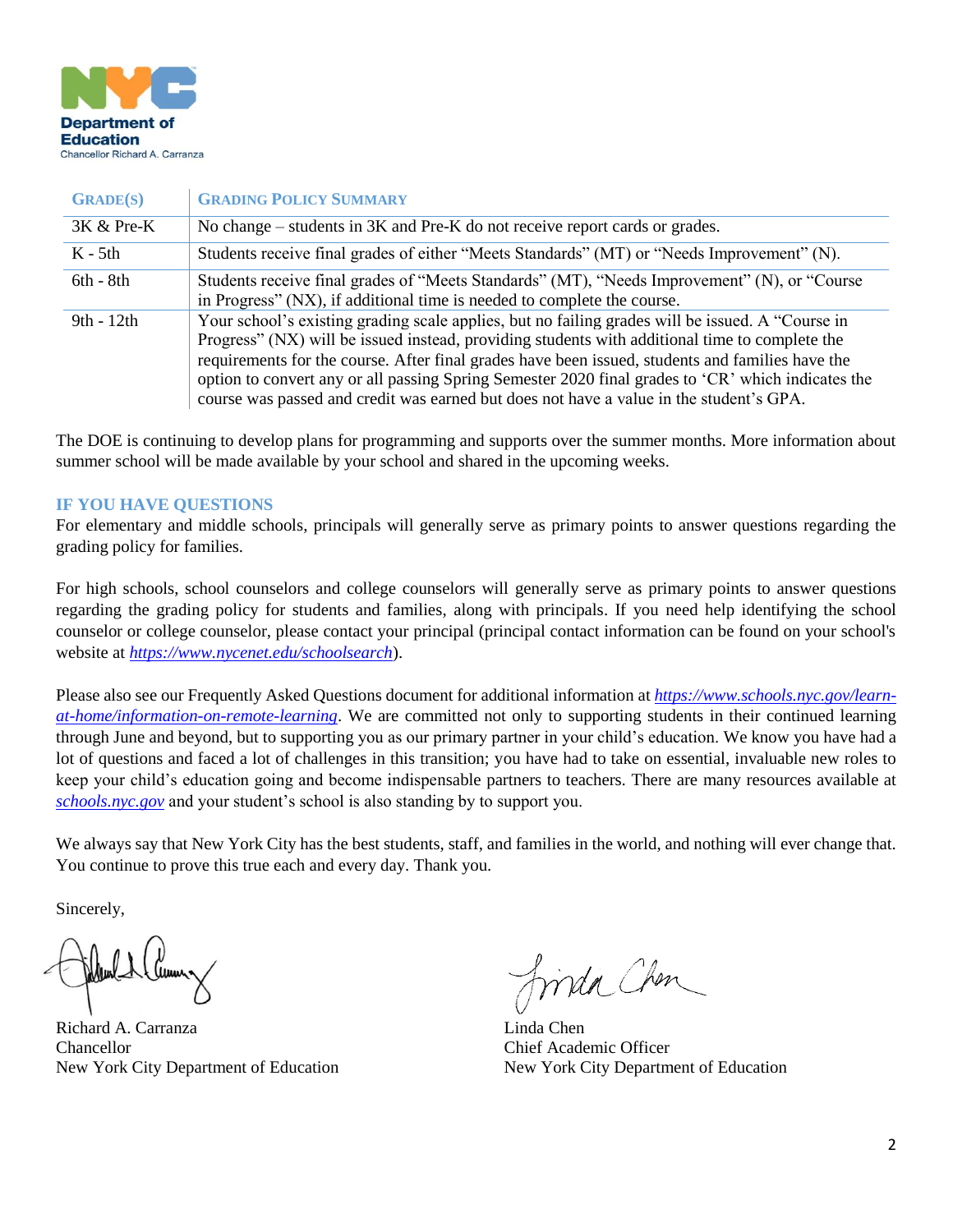**Department of Education**
Chancellor Richard A. Carranza

| GRADE(S) | GRADING POLICY SUMMARY |
|---|---|
| 3K & Pre-K | No change – students in 3K and Pre-K do not receive report cards or grades. |
| K - 5th | Students receive final grades of either "Meets Standards" (MT) or "Needs Improvement" (N). |
| 6th - 8th | Students receive final grades of "Meets Standards" (MT), "Needs Improvement" (N), or "Course in Progress" (NX), if additional time is needed to complete the course. |
| 9th - 12th | Your school's existing grading scale applies, but no failing grades will be issued. A "Course in Progress" (NX) will be issued instead, providing students with additional time to complete the requirements for the course. After final grades have been issued, students and families have the option to convert any or all passing Spring Semester 2020 final grades to 'CR' which indicates the course was passed and credit was earned but does not have a value in the student's GPA. |

The DOE is continuing to develop plans for programming and supports over the summer months. More information about summer school will be made available by your school and shared in the upcoming weeks.

## IF YOU HAVE QUESTIONS

For elementary and middle schools, principals will generally serve as primary points to answer questions regarding the grading policy for families.

For high schools, school counselors and college counselors will generally serve as primary points to answer questions regarding the grading policy for students and families, along with principals. If you need help identifying the school counselor or college counselor, please contact your principal (principal contact information can be found on your school's website at *https://www.nycenet.edu/schoolsearch*).

Please also see our Frequently Asked Questions document for additional information at *https://www.schools.nyc.gov/learn-at-home/information-on-remote-learning*. We are committed not only to supporting students in their continued learning through June and beyond, but to supporting you as our primary partner in your child's education. We know you have had a lot of questions and faced a lot of challenges in this transition; you have had to take on essential, invaluable new roles to keep your child's education going and become indispensable partners to teachers. There are many resources available at *schools.nyc.gov* and your student's school is also standing by to support you.

We always say that New York City has the best students, staff, and families in the world, and nothing will ever change that. You continue to prove this true each and every day. Thank you.

Sincerely,

Richard A. Carranza
Chancellor
New York City Department of Education

Linda Chen
Chief Academic Officer
New York City Department of Education